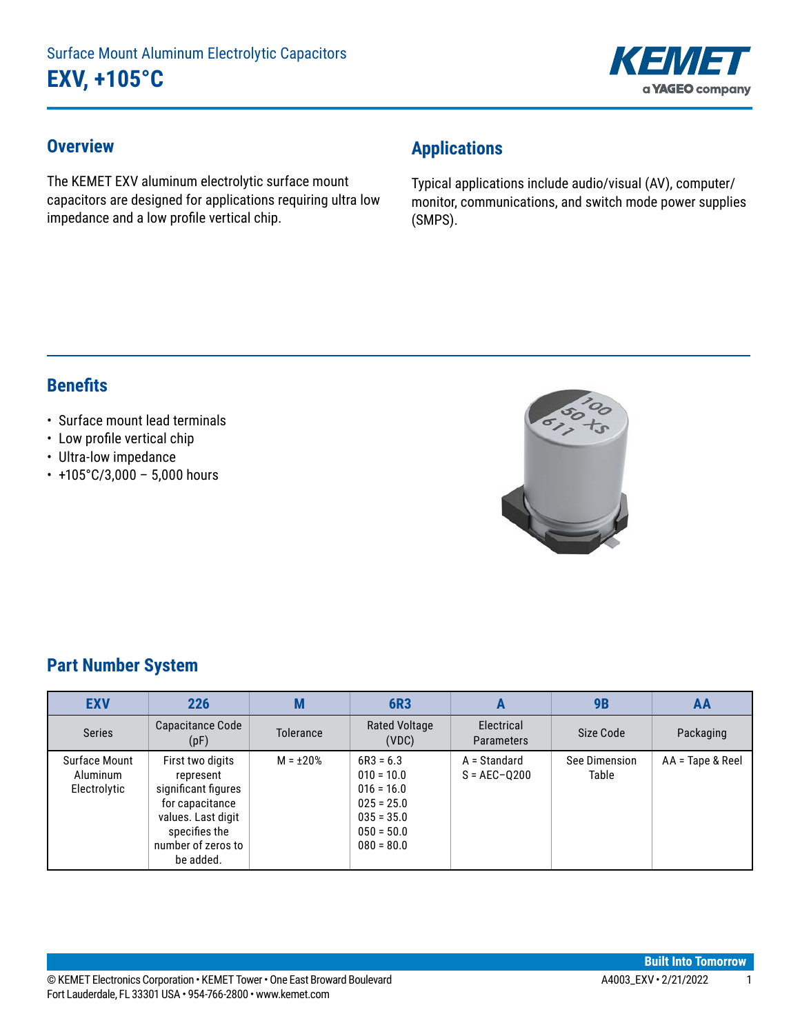# Surface Mount Aluminum Electrolytic Capacitors

# EXV, +105°C

## Overview

The KEMET EXV aluminum electrolytic surface mount capacitors are designed for applications requiring ultra low impedance and a low profile vertical chip.

## Applications

Typical applications include audio/visual (AV), computer/monitor, communications, and switch mode power supplies (SMPS).

## Benefits

- Surface mount lead terminals
- Low profile vertical chip
- Ultra-low impedance
- +105°C/3,000 – 5,000 hours

## Part Number System

| EXV | 226 | M | 6R3 | A | 9B | AA |
|---|---|---|---|---|---|---|
| Series | Capacitance Code (pF) | Tolerance | Rated Voltage (VDC) | Electrical Parameters | Size Code | Packaging |
| Surface Mount Aluminum Electrolytic | First two digits represent significant figures for capacitance values. Last digit specifies the number of zeros to be added. | M = ±20% | 6R3 = 6.3<br>010 = 10.0<br>016 = 16.0<br>025 = 25.0<br>035 = 35.0<br>050 = 50.0<br>080 = 80.0 | A = Standard<br>S = AEC−Q200 | See Dimension Table | AA = Tape & Reel |

© KEMET Electronics Corporation • KEMET Tower • One East Broward Boulevard Fort Lauderdale, FL 33301 USA • 954-766-2800 • www.kemet.com

A4003_EXV • 2/21/2022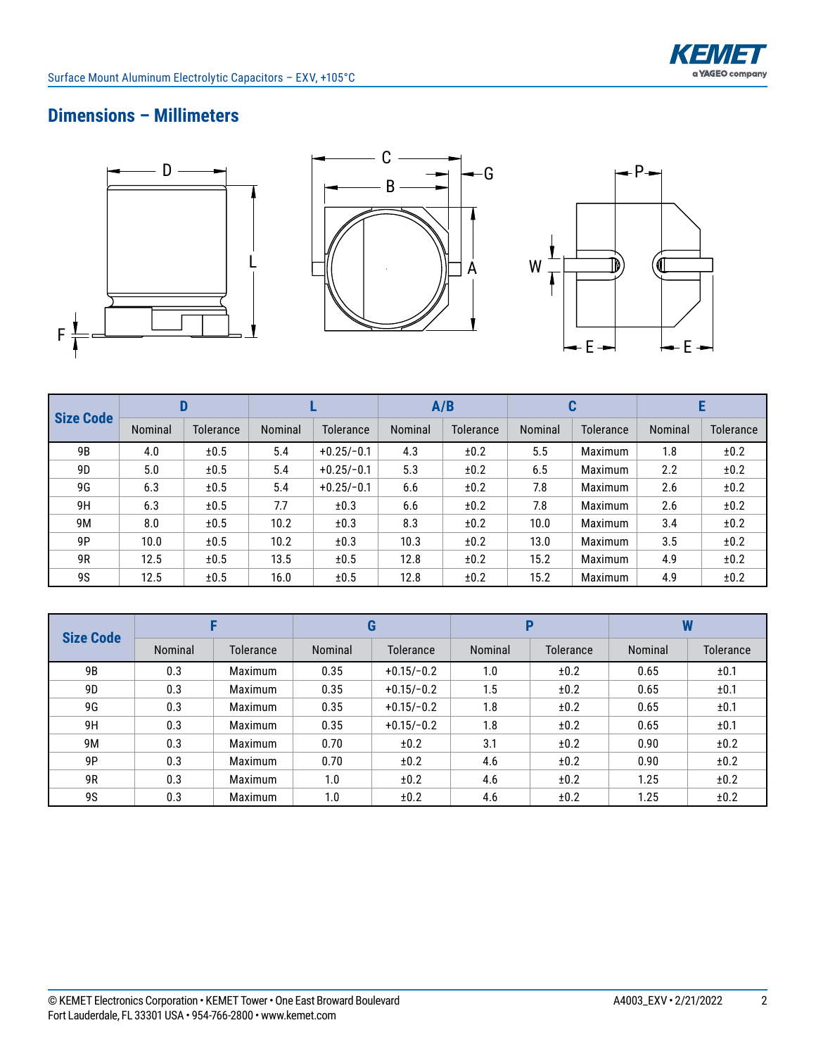## Dimensions – Millimeters

| Size Code | D | | L | | A/B | | C | | E | |
|---|---|---|---|---|---|---|---|---|---|---|
| | Nominal | Tolerance | Nominal | Tolerance | Nominal | Tolerance | Nominal | Tolerance | Nominal | Tolerance |
| 9B | 4.0 | ±0.5 | 5.4 | +0.25/−0.1 | 4.3 | ±0.2 | 5.5 | Maximum | 1.8 | ±0.2 |
| 9D | 5.0 | ±0.5 | 5.4 | +0.25/−0.1 | 5.3 | ±0.2 | 6.5 | Maximum | 2.2 | ±0.2 |
| 9G | 6.3 | ±0.5 | 5.4 | +0.25/−0.1 | 6.6 | ±0.2 | 7.8 | Maximum | 2.6 | ±0.2 |
| 9H | 6.3 | ±0.5 | 7.7 | ±0.3 | 6.6 | ±0.2 | 7.8 | Maximum | 2.6 | ±0.2 |
| 9M | 8.0 | ±0.5 | 10.2 | ±0.3 | 8.3 | ±0.2 | 10.0 | Maximum | 3.4 | ±0.2 |
| 9P | 10.0 | ±0.5 | 10.2 | ±0.3 | 10.3 | ±0.2 | 13.0 | Maximum | 3.5 | ±0.2 |
| 9R | 12.5 | ±0.5 | 13.5 | ±0.5 | 12.8 | ±0.2 | 15.2 | Maximum | 4.9 | ±0.2 |
| 9S | 12.5 | ±0.5 | 16.0 | ±0.5 | 12.8 | ±0.2 | 15.2 | Maximum | 4.9 | ±0.2 |

| Size Code | F | | G | | P | | W | |
|---|---|---|---|---|---|---|---|---|
| | Nominal | Tolerance | Nominal | Tolerance | Nominal | Tolerance | Nominal | Tolerance |
| 9B | 0.3 | Maximum | 0.35 | +0.15/−0.2 | 1.0 | ±0.2 | 0.65 | ±0.1 |
| 9D | 0.3 | Maximum | 0.35 | +0.15/−0.2 | 1.5 | ±0.2 | 0.65 | ±0.1 |
| 9G | 0.3 | Maximum | 0.35 | +0.15/−0.2 | 1.8 | ±0.2 | 0.65 | ±0.1 |
| 9H | 0.3 | Maximum | 0.35 | +0.15/−0.2 | 1.8 | ±0.2 | 0.65 | ±0.1 |
| 9M | 0.3 | Maximum | 0.70 | ±0.2 | 3.1 | ±0.2 | 0.90 | ±0.2 |
| 9P | 0.3 | Maximum | 0.70 | ±0.2 | 4.6 | ±0.2 | 0.90 | ±0.2 |
| 9R | 0.3 | Maximum | 1.0 | ±0.2 | 4.6 | ±0.2 | 1.25 | ±0.2 |
| 9S | 0.3 | Maximum | 1.0 | ±0.2 | 4.6 | ±0.2 | 1.25 | ±0.2 |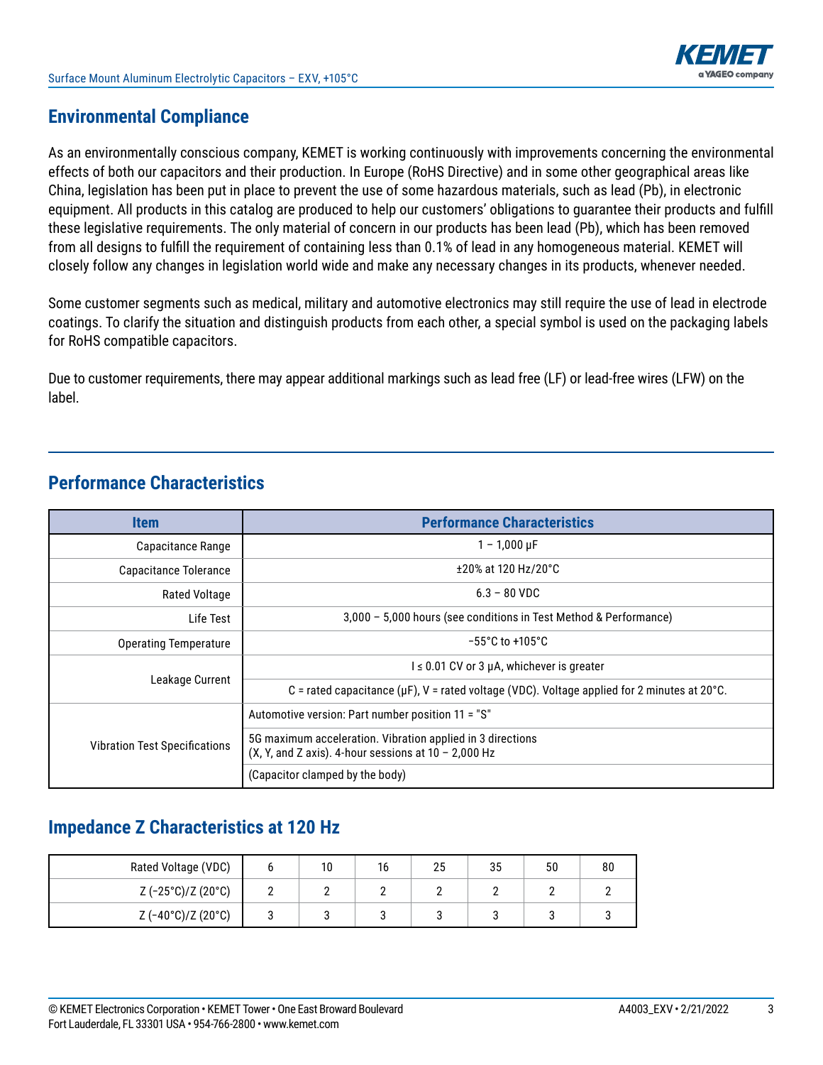## Environmental Compliance

As an environmentally conscious company, KEMET is working continuously with improvements concerning the environmental effects of both our capacitors and their production. In Europe (RoHS Directive) and in some other geographical areas like China, legislation has been put in place to prevent the use of some hazardous materials, such as lead (Pb), in electronic equipment. All products in this catalog are produced to help our customers' obligations to guarantee their products and fulfill these legislative requirements. The only material of concern in our products has been lead (Pb), which has been removed from all designs to fulfill the requirement of containing less than 0.1% of lead in any homogeneous material. KEMET will closely follow any changes in legislation world wide and make any necessary changes in its products, whenever needed.

Some customer segments such as medical, military and automotive electronics may still require the use of lead in electrode coatings. To clarify the situation and distinguish products from each other, a special symbol is used on the packaging labels for RoHS compatible capacitors.

Due to customer requirements, there may appear additional markings such as lead free (LF) or lead-free wires (LFW) on the label.

## Performance Characteristics

| Item | Performance Characteristics |
|---|---|
| Capacitance Range | 1 – 1,000 µF |
| Capacitance Tolerance | ±20% at 120 Hz/20°C |
| Rated Voltage | 6.3 – 80 VDC |
| Life Test | 3,000 – 5,000 hours (see conditions in Test Method & Performance) |
| Operating Temperature | −55°C to +105°C |
| Leakage Current | I ≤ 0.01 CV or 3 µA, whichever is greater |
| | C = rated capacitance (µF), V = rated voltage (VDC). Voltage applied for 2 minutes at 20°C. |
| Vibration Test Specifications | Automotive version: Part number position 11 = "S" |
| | 5G maximum acceleration. Vibration applied in 3 directions (X, Y, and Z axis). 4-hour sessions at 10 – 2,000 Hz |
| | (Capacitor clamped by the body) |

## Impedance Z Characteristics at 120 Hz

| Rated Voltage (VDC) | 6 | 10 | 16 | 25 | 35 | 50 | 80 |
|---|---|---|---|---|---|---|---|
| Z (−25°C)/Z (20°C) | 2 | 2 | 2 | 2 | 2 | 2 | 2 |
| Z (−40°C)/Z (20°C) | 3 | 3 | 3 | 3 | 3 | 3 | 3 |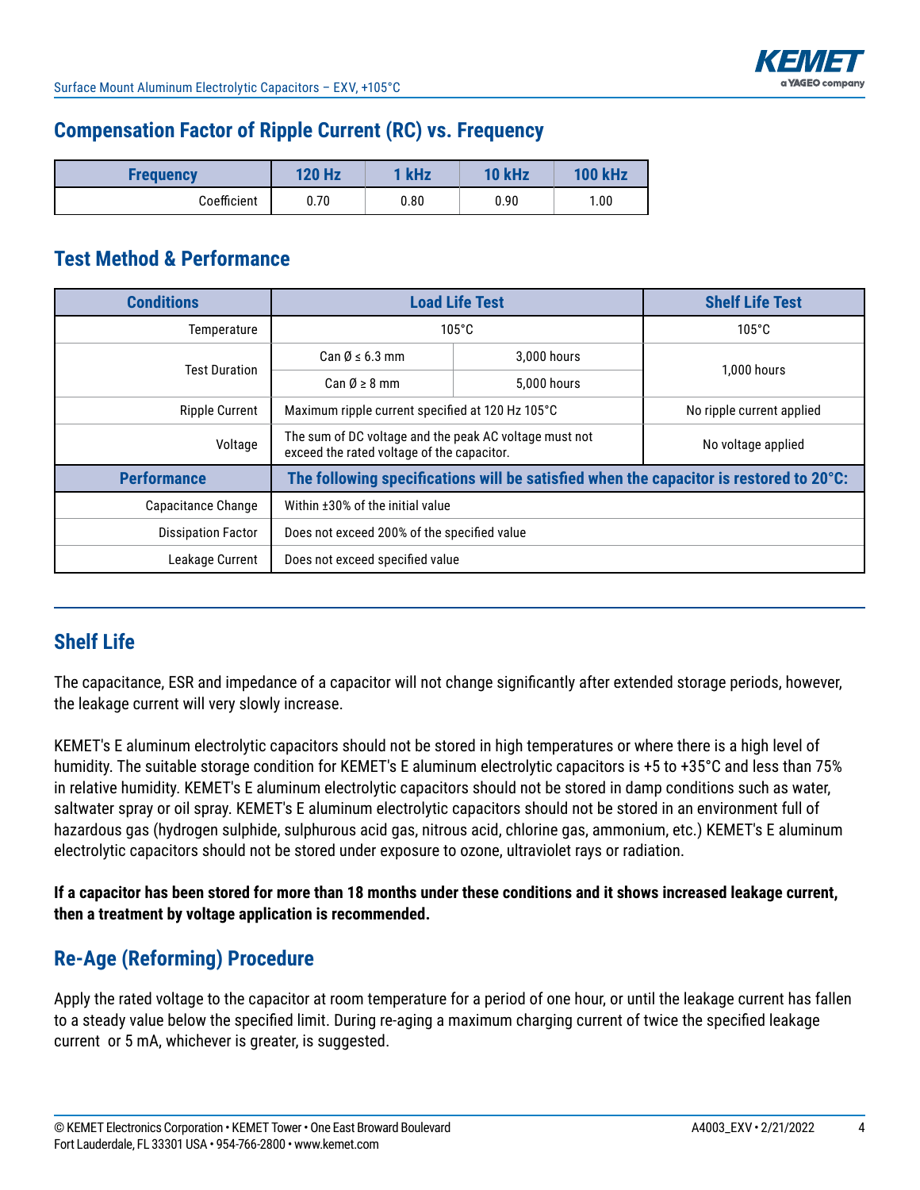## Compensation Factor of Ripple Current (RC) vs. Frequency

| Frequency | 120 Hz | 1 kHz | 10 kHz | 100 kHz |
|---|---|---|---|---|
| Coefficient | 0.70 | 0.80 | 0.90 | 1.00 |

## Test Method & Performance

| Conditions | Load Life Test | | Shelf Life Test |
|---|---|---|---|
| Temperature | 105°C | | 105°C |
| Test Duration | Can Ø ≤ 6.3 mm | 3,000 hours | 1,000 hours |
| | Can Ø ≥ 8 mm | 5,000 hours | |
| Ripple Current | Maximum ripple current specified at 120 Hz 105°C | | No ripple current applied |
| Voltage | The sum of DC voltage and the peak AC voltage must not exceed the rated voltage of the capacitor. | | No voltage applied |
| **Performance** | **The following specifications will be satisfied when the capacitor is restored to 20°C:** | | |
| Capacitance Change | Within ±30% of the initial value | | |
| Dissipation Factor | Does not exceed 200% of the specified value | | |
| Leakage Current | Does not exceed specified value | | |

## Shelf Life

The capacitance, ESR and impedance of a capacitor will not change significantly after extended storage periods, however, the leakage current will very slowly increase.

KEMET's E aluminum electrolytic capacitors should not be stored in high temperatures or where there is a high level of humidity. The suitable storage condition for KEMET's E aluminum electrolytic capacitors is +5 to +35°C and less than 75% in relative humidity. KEMET's E aluminum electrolytic capacitors should not be stored in damp conditions such as water, saltwater spray or oil spray. KEMET's E aluminum electrolytic capacitors should not be stored in an environment full of hazardous gas (hydrogen sulphide, sulphurous acid gas, nitrous acid, chlorine gas, ammonium, etc.) KEMET's E aluminum electrolytic capacitors should not be stored under exposure to ozone, ultraviolet rays or radiation.

**If a capacitor has been stored for more than 18 months under these conditions and it shows increased leakage current, then a treatment by voltage application is recommended.**

## Re-Age (Reforming) Procedure

Apply the rated voltage to the capacitor at room temperature for a period of one hour, or until the leakage current has fallen to a steady value below the specified limit. During re-aging a maximum charging current of twice the specified leakage current or 5 mA, whichever is greater, is suggested.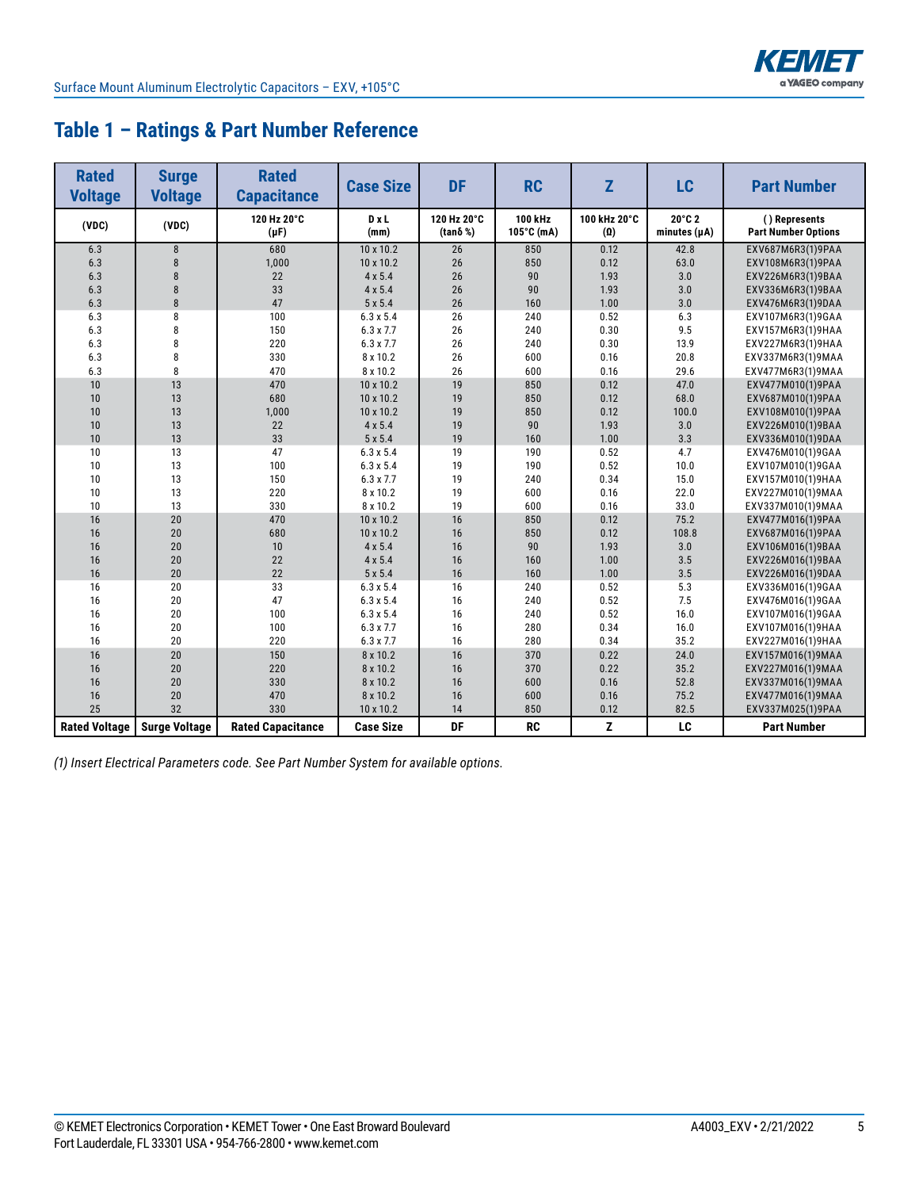## Table 1 – Ratings & Part Number Reference

| Rated Voltage | Surge Voltage | Rated Capacitance | Case Size | DF | RC | Z | LC | Part Number |
|---|---|---|---|---|---|---|---|---|
| (VDC) | (VDC) | 120 Hz 20°C (µF) | D x L (mm) | 120 Hz 20°C (tanδ %) | 100 kHz 105°C (mA) | 100 kHz 20°C (Ω) | 20°C 2 minutes (µA) | ( ) Represents Part Number Options |
| 6.3 | 8 | 680 | 10 x 10.2 | 26 | 850 | 0.12 | 42.8 | EXV687M6R3(1)9PAA |
| 6.3 | 8 | 1,000 | 10 x 10.2 | 26 | 850 | 0.12 | 63.0 | EXV108M6R3(1)9PAA |
| 6.3 | 8 | 22 | 4 x 5.4 | 26 | 90 | 1.93 | 3.0 | EXV226M6R3(1)9BAA |
| 6.3 | 8 | 33 | 4 x 5.4 | 26 | 90 | 1.93 | 3.0 | EXV336M6R3(1)9BAA |
| 6.3 | 8 | 47 | 5 x 5.4 | 26 | 160 | 1.00 | 3.0 | EXV476M6R3(1)9DAA |
| 6.3 | 8 | 100 | 6.3 x 5.4 | 26 | 240 | 0.52 | 6.3 | EXV107M6R3(1)9GAA |
| 6.3 | 8 | 150 | 6.3 x 7.7 | 26 | 240 | 0.30 | 9.5 | EXV157M6R3(1)9HAA |
| 6.3 | 8 | 220 | 6.3 x 7.7 | 26 | 240 | 0.30 | 13.9 | EXV227M6R3(1)9HAA |
| 6.3 | 8 | 330 | 8 x 10.2 | 26 | 600 | 0.16 | 20.8 | EXV337M6R3(1)9MAA |
| 6.3 | 8 | 470 | 8 x 10.2 | 26 | 600 | 0.16 | 29.6 | EXV477M6R3(1)9MAA |
| 10 | 13 | 470 | 10 x 10.2 | 19 | 850 | 0.12 | 47.0 | EXV477M010(1)9PAA |
| 10 | 13 | 680 | 10 x 10.2 | 19 | 850 | 0.12 | 68.0 | EXV687M010(1)9PAA |
| 10 | 13 | 1,000 | 10 x 10.2 | 19 | 850 | 0.12 | 100.0 | EXV108M010(1)9PAA |
| 10 | 13 | 22 | 4 x 5.4 | 19 | 90 | 1.93 | 3.0 | EXV226M010(1)9BAA |
| 10 | 13 | 33 | 5 x 5.4 | 19 | 160 | 1.00 | 3.3 | EXV336M010(1)9DAA |
| 10 | 13 | 47 | 6.3 x 5.4 | 19 | 190 | 0.52 | 4.7 | EXV476M010(1)9GAA |
| 10 | 13 | 100 | 6.3 x 5.4 | 19 | 190 | 0.52 | 10.0 | EXV107M010(1)9GAA |
| 10 | 13 | 150 | 6.3 x 7.7 | 19 | 240 | 0.34 | 15.0 | EXV157M010(1)9HAA |
| 10 | 13 | 220 | 8 x 10.2 | 19 | 600 | 0.16 | 22.0 | EXV227M010(1)9MAA |
| 10 | 13 | 330 | 8 x 10.2 | 19 | 600 | 0.16 | 33.0 | EXV337M010(1)9MAA |
| 16 | 20 | 470 | 10 x 10.2 | 16 | 850 | 0.12 | 75.2 | EXV477M016(1)9PAA |
| 16 | 20 | 680 | 10 x 10.2 | 16 | 850 | 0.12 | 108.8 | EXV687M016(1)9PAA |
| 16 | 20 | 10 | 4 x 5.4 | 16 | 90 | 1.93 | 3.0 | EXV106M016(1)9BAA |
| 16 | 20 | 22 | 4 x 5.4 | 16 | 160 | 1.00 | 3.5 | EXV226M016(1)9BAA |
| 16 | 20 | 22 | 5 x 5.4 | 16 | 160 | 1.00 | 3.5 | EXV226M016(1)9DAA |
| 16 | 20 | 33 | 6.3 x 5.4 | 16 | 240 | 0.52 | 5.3 | EXV336M016(1)9GAA |
| 16 | 20 | 47 | 6.3 x 5.4 | 16 | 240 | 0.52 | 7.5 | EXV476M016(1)9GAA |
| 16 | 20 | 100 | 6.3 x 5.4 | 16 | 240 | 0.52 | 16.0 | EXV107M016(1)9GAA |
| 16 | 20 | 100 | 6.3 x 7.7 | 16 | 280 | 0.34 | 16.0 | EXV107M016(1)9HAA |
| 16 | 20 | 220 | 6.3 x 7.7 | 16 | 280 | 0.34 | 35.2 | EXV227M016(1)9HAA |
| 16 | 20 | 150 | 8 x 10.2 | 16 | 370 | 0.22 | 24.0 | EXV157M016(1)9MAA |
| 16 | 20 | 220 | 8 x 10.2 | 16 | 370 | 0.22 | 35.2 | EXV227M016(1)9MAA |
| 16 | 20 | 330 | 8 x 10.2 | 16 | 600 | 0.16 | 52.8 | EXV337M016(1)9MAA |
| 16 | 20 | 470 | 8 x 10.2 | 16 | 600 | 0.16 | 75.2 | EXV477M016(1)9MAA |
| 25 | 32 | 330 | 10 x 10.2 | 14 | 850 | 0.12 | 82.5 | EXV337M025(1)9PAA |
| **Rated Voltage** | **Surge Voltage** | **Rated Capacitance** | **Case Size** | **DF** | **RC** | **Z** | **LC** | **Part Number** |

*(1) Insert Electrical Parameters code. See Part Number System for available options.*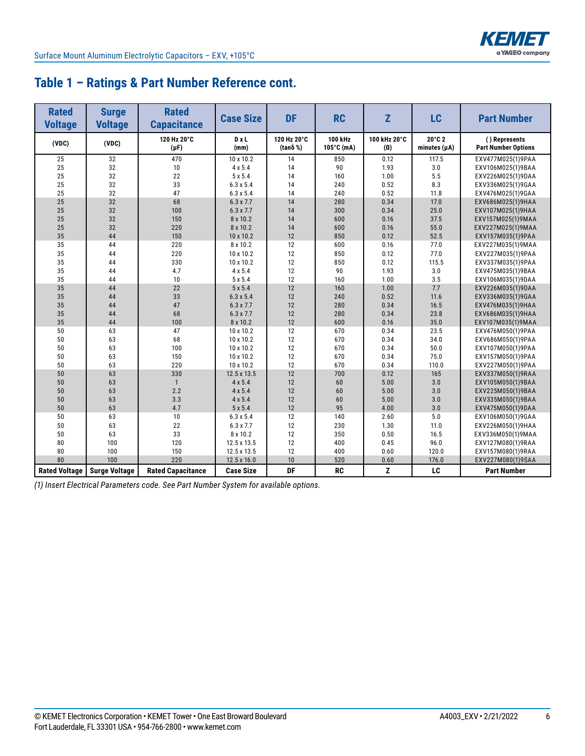## Table 1 – Ratings & Part Number Reference cont.

| Rated Voltage | Surge Voltage | Rated Capacitance | Case Size | DF | RC | Z | LC | Part Number |
|---|---|---|---|---|---|---|---|---|
| (VDC) | (VDC) | 120 Hz 20°C (µF) | D x L (mm) | 120 Hz 20°C (tanδ %) | 100 kHz 105°C (mA) | 100 kHz 20°C (Ω) | 20°C 2 minutes (µA) | ( ) Represents Part Number Options |
| 25 | 32 | 470 | 10 x 10.2 | 14 | 850 | 0.12 | 117.5 | EXV477M025(1)9PAA |
| 25 | 32 | 10 | 4 x 5.4 | 14 | 90 | 1.93 | 3.0 | EXV106M025(1)9BAA |
| 25 | 32 | 22 | 5 x 5.4 | 14 | 160 | 1.00 | 5.5 | EXV226M025(1)9DAA |
| 25 | 32 | 33 | 6.3 x 5.4 | 14 | 240 | 0.52 | 8.3 | EXV336M025(1)9GAA |
| 25 | 32 | 47 | 6.3 x 5.4 | 14 | 240 | 0.52 | 11.8 | EXV476M025(1)9GAA |
| 25 | 32 | 68 | 6.3 x 7.7 | 14 | 280 | 0.34 | 17.0 | EXV686M025(1)9HAA |
| 25 | 32 | 100 | 6.3 x 7.7 | 14 | 300 | 0.34 | 25.0 | EXV107M025(1)9HAA |
| 25 | 32 | 150 | 8 x 10.2 | 14 | 600 | 0.16 | 37.5 | EXV157M025(1)9MAA |
| 25 | 32 | 220 | 8 x 10.2 | 14 | 600 | 0.16 | 55.0 | EXV227M025(1)9MAA |
| 35 | 44 | 150 | 10 x 10.2 | 12 | 850 | 0.12 | 52.5 | EXV157M035(1)9PAA |
| 35 | 44 | 220 | 8 x 10.2 | 12 | 600 | 0.16 | 77.0 | EXV227M035(1)9MAA |
| 35 | 44 | 220 | 10 x 10.2 | 12 | 850 | 0.12 | 77.0 | EXV227M035(1)9PAA |
| 35 | 44 | 330 | 10 x 10.2 | 12 | 850 | 0.12 | 115.5 | EXV337M035(1)9PAA |
| 35 | 44 | 4.7 | 4 x 5.4 | 12 | 90 | 1.93 | 3.0 | EXV475M035(1)9BAA |
| 35 | 44 | 10 | 5 x 5.4 | 12 | 160 | 1.00 | 3.5 | EXV106M035(1)9DAA |
| 35 | 44 | 22 | 5 x 5.4 | 12 | 160 | 1.00 | 7.7 | EXV226M035(1)9DAA |
| 35 | 44 | 33 | 6.3 x 5.4 | 12 | 240 | 0.52 | 11.6 | EXV336M035(1)9GAA |
| 35 | 44 | 47 | 6.3 x 7.7 | 12 | 280 | 0.34 | 16.5 | EXV476M035(1)9HAA |
| 35 | 44 | 68 | 6.3 x 7.7 | 12 | 280 | 0.34 | 23.8 | EXV686M035(1)9HAA |
| 35 | 44 | 100 | 8 x 10.2 | 12 | 600 | 0.16 | 35.0 | EXV107M035(1)9MAA |
| 50 | 63 | 47 | 10 x 10.2 | 12 | 670 | 0.34 | 23.5 | EXV476M050(1)9PAA |
| 50 | 63 | 68 | 10 x 10.2 | 12 | 670 | 0.34 | 34.0 | EXV686M050(1)9PAA |
| 50 | 63 | 100 | 10 x 10.2 | 12 | 670 | 0.34 | 50.0 | EXV107M050(1)9PAA |
| 50 | 63 | 150 | 10 x 10.2 | 12 | 670 | 0.34 | 75.0 | EXV157M050(1)9PAA |
| 50 | 63 | 220 | 10 x 10.2 | 12 | 670 | 0.34 | 110.0 | EXV227M050(1)9PAA |
| 50 | 63 | 330 | 12.5 x 13.5 | 12 | 700 | 0.12 | 165 | EXV337M050(1)9RAA |
| 50 | 63 | 1 | 4 x 5.4 | 12 | 60 | 5.00 | 3.0 | EXV105M050(1)9BAA |
| 50 | 63 | 2.2 | 4 x 5.4 | 12 | 60 | 5.00 | 3.0 | EXV225M050(1)9BAA |
| 50 | 63 | 3.3 | 4 x 5.4 | 12 | 60 | 5.00 | 3.0 | EXV335M050(1)9BAA |
| 50 | 63 | 4.7 | 5 x 5.4 | 12 | 95 | 4.00 | 3.0 | EXV475M050(1)9DAA |
| 50 | 63 | 10 | 6.3 x 5.4 | 12 | 140 | 2.60 | 5.0 | EXV106M050(1)9GAA |
| 50 | 63 | 22 | 6.3 x 7.7 | 12 | 230 | 1.30 | 11.0 | EXV226M050(1)9HAA |
| 50 | 63 | 33 | 8 x 10.2 | 12 | 350 | 0.50 | 16.5 | EXV336M050(1)9MAA |
| 80 | 100 | 120 | 12.5 x 13.5 | 12 | 400 | 0.45 | 96.0 | EXV127M080(1)9RAA |
| 80 | 100 | 150 | 12.5 x 13.5 | 12 | 400 | 0.60 | 120.0 | EXV157M080(1)9RAA |
| 80 | 100 | 220 | 12.5 x 16.0 | 10 | 520 | 0.60 | 176.0 | EXV227M080(1)9SAA |
| **Rated Voltage** | **Surge Voltage** | **Rated Capacitance** | **Case Size** | **DF** | **RC** | **Z** | **LC** | **Part Number** |

*(1) Insert Electrical Parameters code. See Part Number System for available options.*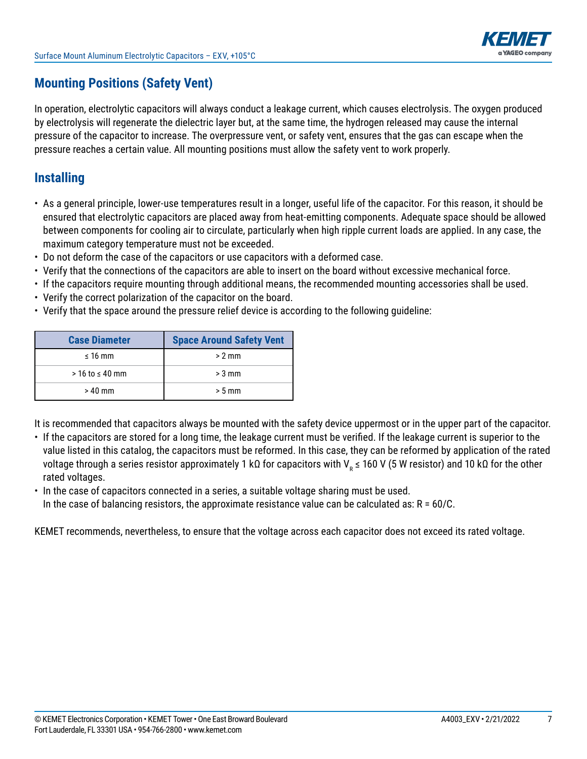## Mounting Positions (Safety Vent)

In operation, electrolytic capacitors will always conduct a leakage current, which causes electrolysis. The oxygen produced by electrolysis will regenerate the dielectric layer but, at the same time, the hydrogen released may cause the internal pressure of the capacitor to increase. The overpressure vent, or safety vent, ensures that the gas can escape when the pressure reaches a certain value. All mounting positions must allow the safety vent to work properly.

## Installing

- As a general principle, lower-use temperatures result in a longer, useful life of the capacitor. For this reason, it should be ensured that electrolytic capacitors are placed away from heat-emitting components. Adequate space should be allowed between components for cooling air to circulate, particularly when high ripple current loads are applied. In any case, the maximum category temperature must not be exceeded.
- Do not deform the case of the capacitors or use capacitors with a deformed case.
- Verify that the connections of the capacitors are able to insert on the board without excessive mechanical force.
- If the capacitors require mounting through additional means, the recommended mounting accessories shall be used.
- Verify the correct polarization of the capacitor on the board.
- Verify that the space around the pressure relief device is according to the following guideline:

| Case Diameter | Space Around Safety Vent |
|---|---|
| ≤ 16 mm | > 2 mm |
| > 16 to ≤ 40 mm | > 3 mm |
| > 40 mm | > 5 mm |

It is recommended that capacitors always be mounted with the safety device uppermost or in the upper part of the capacitor.

- If the capacitors are stored for a long time, the leakage current must be verified. If the leakage current is superior to the value listed in this catalog, the capacitors must be reformed. In this case, they can be reformed by application of the rated voltage through a series resistor approximately 1 kΩ for capacitors with $V_R \leq 160$ V (5 W resistor) and 10 kΩ for the other rated voltages.
- In the case of capacitors connected in a series, a suitable voltage sharing must be used. In the case of balancing resistors, the approximate resistance value can be calculated as: $R = 60/C$.

KEMET recommends, nevertheless, to ensure that the voltage across each capacitor does not exceed its rated voltage.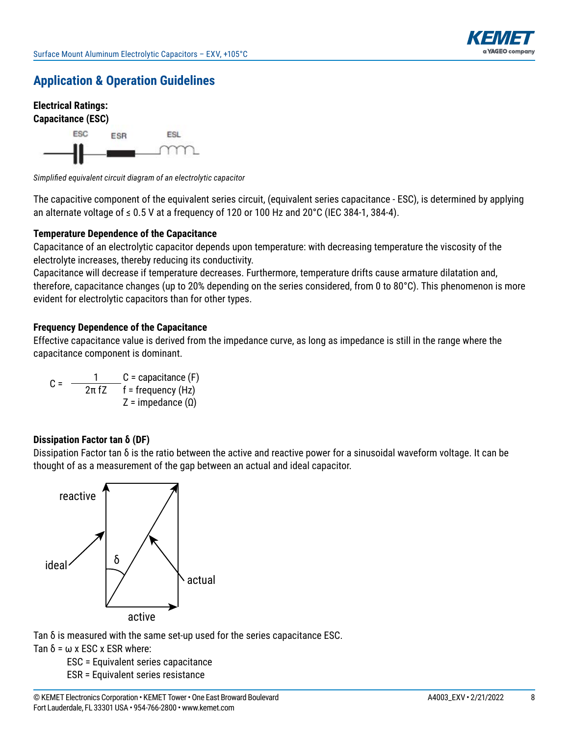## Application & Operation Guidelines

**Electrical Ratings:**
**Capacitance (ESC)**

*Simplified equivalent circuit diagram of an electrolytic capacitor*

The capacitive component of the equivalent series circuit, (equivalent series capacitance - ESC), is determined by applying an alternate voltage of ≤ 0.5 V at a frequency of 120 or 100 Hz and 20°C (IEC 384-1, 384-4).

**Temperature Dependence of the Capacitance**

Capacitance of an electrolytic capacitor depends upon temperature: with decreasing temperature the viscosity of the electrolyte increases, thereby reducing its conductivity.
Capacitance will decrease if temperature decreases. Furthermore, temperature drifts cause armature dilatation and, therefore, capacitance changes (up to 20% depending on the series considered, from 0 to 80°C). This phenomenon is more evident for electrolytic capacitors than for other types.

**Frequency Dependence of the Capacitance**

Effective capacitance value is derived from the impedance curve, as long as impedance is still in the range where the capacitance component is dominant.

$$C = \frac{1}{2\pi fZ}$$

C = capacitance (F)
f = frequency (Hz)
Z = impedance (Ω)

**Dissipation Factor tan δ (DF)**

Dissipation Factor tan δ is the ratio between the active and reactive power for a sinusoidal waveform voltage. It can be thought of as a measurement of the gap between an actual and ideal capacitor.

Tan δ is measured with the same set-up used for the series capacitance ESC.
Tan δ = ω x ESC x ESR where:

ESC = Equivalent series capacitance
ESR = Equivalent series resistance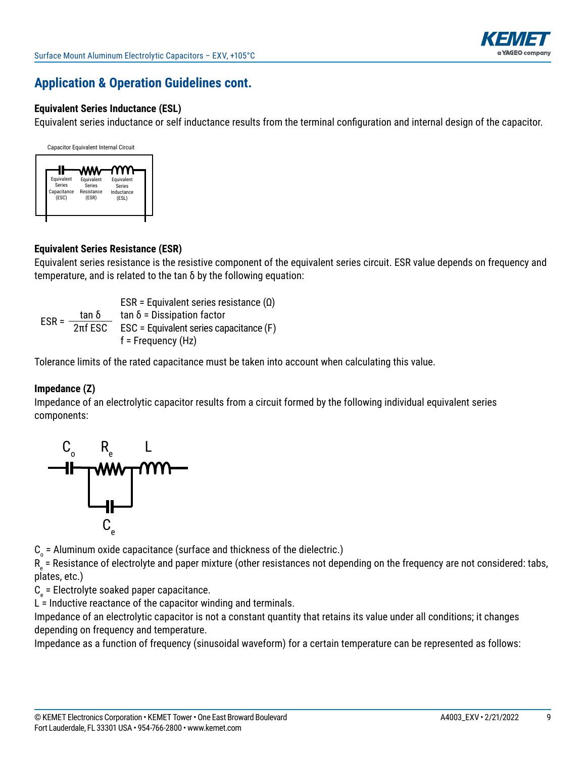## Application & Operation Guidelines cont.

### Equivalent Series Inductance (ESL)

Equivalent series inductance or self inductance results from the terminal configuration and internal design of the capacitor.

Capacitor Equivalent Internal Circuit

Equivalent Series Capacitance (ESC) — Equivalent Series Resistance (ESR) — Equivalent Series Inductance (ESL)

### Equivalent Series Resistance (ESR)

Equivalent series resistance is the resistive component of the equivalent series circuit. ESR value depends on frequency and temperature, and is related to the tan δ by the following equation:

$$ESR = \frac{\tan \delta}{2\pi f \, ESC}$$

ESR = Equivalent series resistance (Ω)
tan δ = Dissipation factor
ESC = Equivalent series capacitance (F)
f = Frequency (Hz)

Tolerance limits of the rated capacitance must be taken into account when calculating this value.

### Impedance (Z)

Impedance of an electrolytic capacitor results from a circuit formed by the following individual equivalent series components:

$C_o$ — $R_e$ (in parallel with $C_e$) — $L$

$C_o$ = Aluminum oxide capacitance (surface and thickness of the dielectric.)
$R_e$ = Resistance of electrolyte and paper mixture (other resistances not depending on the frequency are not considered: tabs, plates, etc.)
$C_e$ = Electrolyte soaked paper capacitance.
L = Inductive reactance of the capacitor winding and terminals.
Impedance of an electrolytic capacitor is not a constant quantity that retains its value under all conditions; it changes depending on frequency and temperature.
Impedance as a function of frequency (sinusoidal waveform) for a certain temperature can be represented as follows: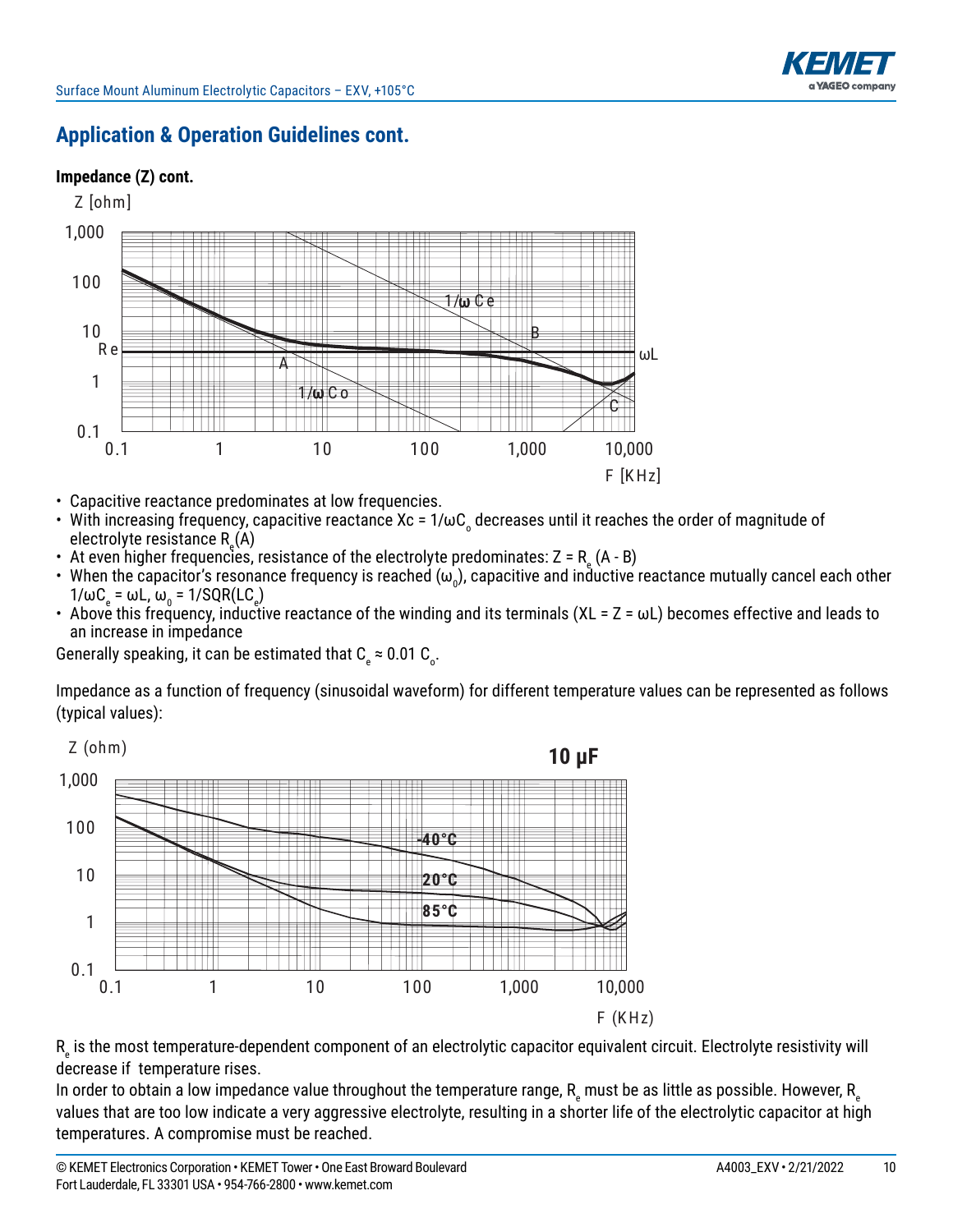## Application & Operation Guidelines cont.

### Impedance (Z) cont.

- Capacitive reactance predominates at low frequencies.
- With increasing frequency, capacitive reactance $X_c = 1/\omega C_o$ decreases until it reaches the order of magnitude of electrolyte resistance $R_e$ (A)
- At even higher frequencies, resistance of the electrolyte predominates: $Z = R_e$ (A - B)
- When the capacitor's resonance frequency is reached ($\omega_0$), capacitive and inductive reactance mutually cancel each other $1/\omega C_e = \omega L$, $\omega_0 = 1/SQR(LC_e)$
- Above this frequency, inductive reactance of the winding and its terminals ($X_L = Z = \omega L$) becomes effective and leads to an increase in impedance

Generally speaking, it can be estimated that $C_e \approx 0.01\ C_o$.

Impedance as a function of frequency (sinusoidal waveform) for different temperature values can be represented as follows (typical values):

$R_e$ is the most temperature-dependent component of an electrolytic capacitor equivalent circuit. Electrolyte resistivity will decrease if temperature rises.

In order to obtain a low impedance value throughout the temperature range, $R_e$ must be as little as possible. However, $R_e$ values that are too low indicate a very aggressive electrolyte, resulting in a shorter life of the electrolytic capacitor at high temperatures. A compromise must be reached.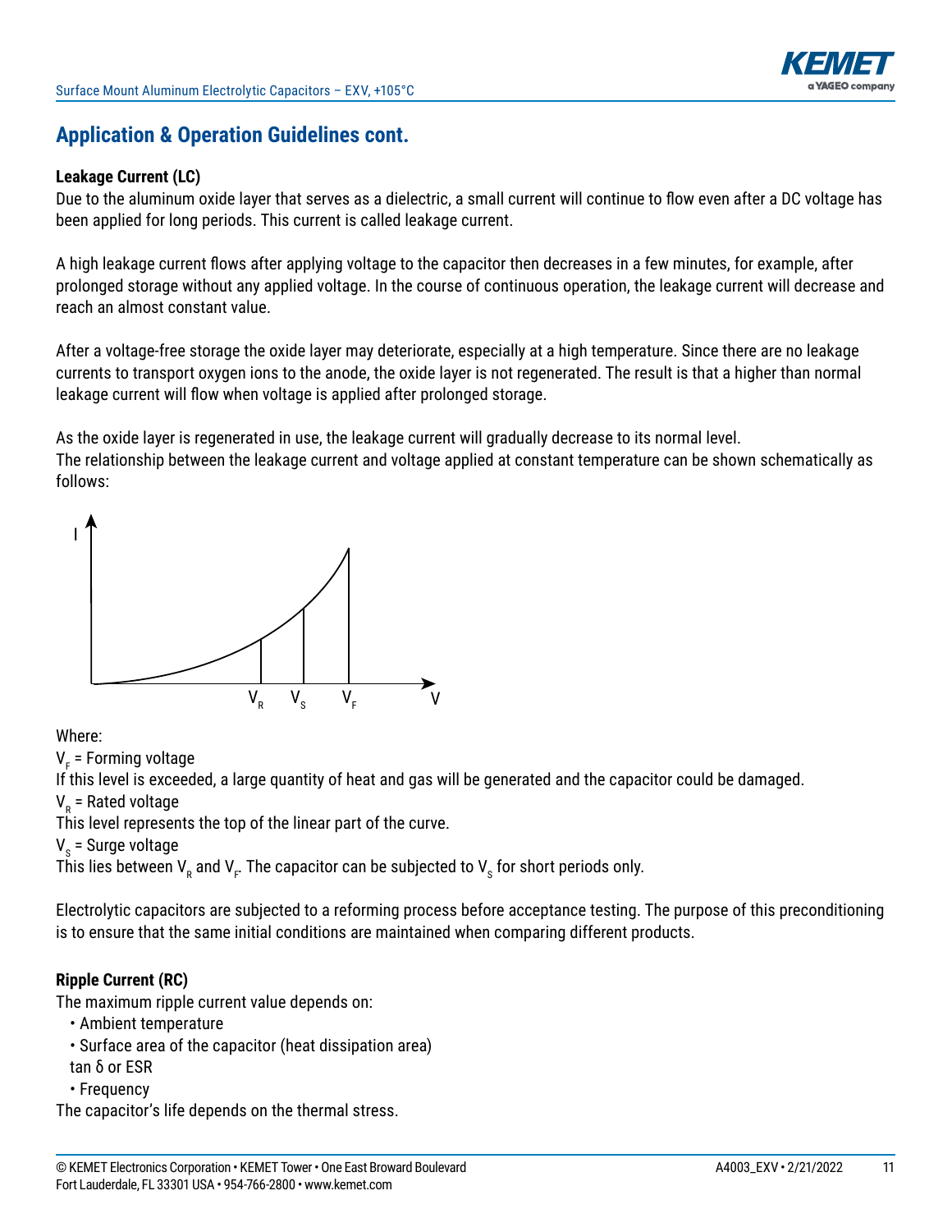## Application & Operation Guidelines cont.

**Leakage Current (LC)**

Due to the aluminum oxide layer that serves as a dielectric, a small current will continue to flow even after a DC voltage has been applied for long periods. This current is called leakage current.

A high leakage current flows after applying voltage to the capacitor then decreases in a few minutes, for example, after prolonged storage without any applied voltage. In the course of continuous operation, the leakage current will decrease and reach an almost constant value.

After a voltage-free storage the oxide layer may deteriorate, especially at a high temperature. Since there are no leakage currents to transport oxygen ions to the anode, the oxide layer is not regenerated. The result is that a higher than normal leakage current will flow when voltage is applied after prolonged storage.

As the oxide layer is regenerated in use, the leakage current will gradually decrease to its normal level.
The relationship between the leakage current and voltage applied at constant temperature can be shown schematically as follows:

Where:

$V_F$ = Forming voltage
If this level is exceeded, a large quantity of heat and gas will be generated and the capacitor could be damaged.

$V_R$ = Rated voltage
This level represents the top of the linear part of the curve.

$V_S$ = Surge voltage
This lies between $V_R$ and $V_F$. The capacitor can be subjected to $V_S$ for short periods only.

Electrolytic capacitors are subjected to a reforming process before acceptance testing. The purpose of this preconditioning is to ensure that the same initial conditions are maintained when comparing different products.

**Ripple Current (RC)**

The maximum ripple current value depends on:

- Ambient temperature
- Surface area of the capacitor (heat dissipation area)
  tan δ or ESR
- Frequency

The capacitor's life depends on the thermal stress.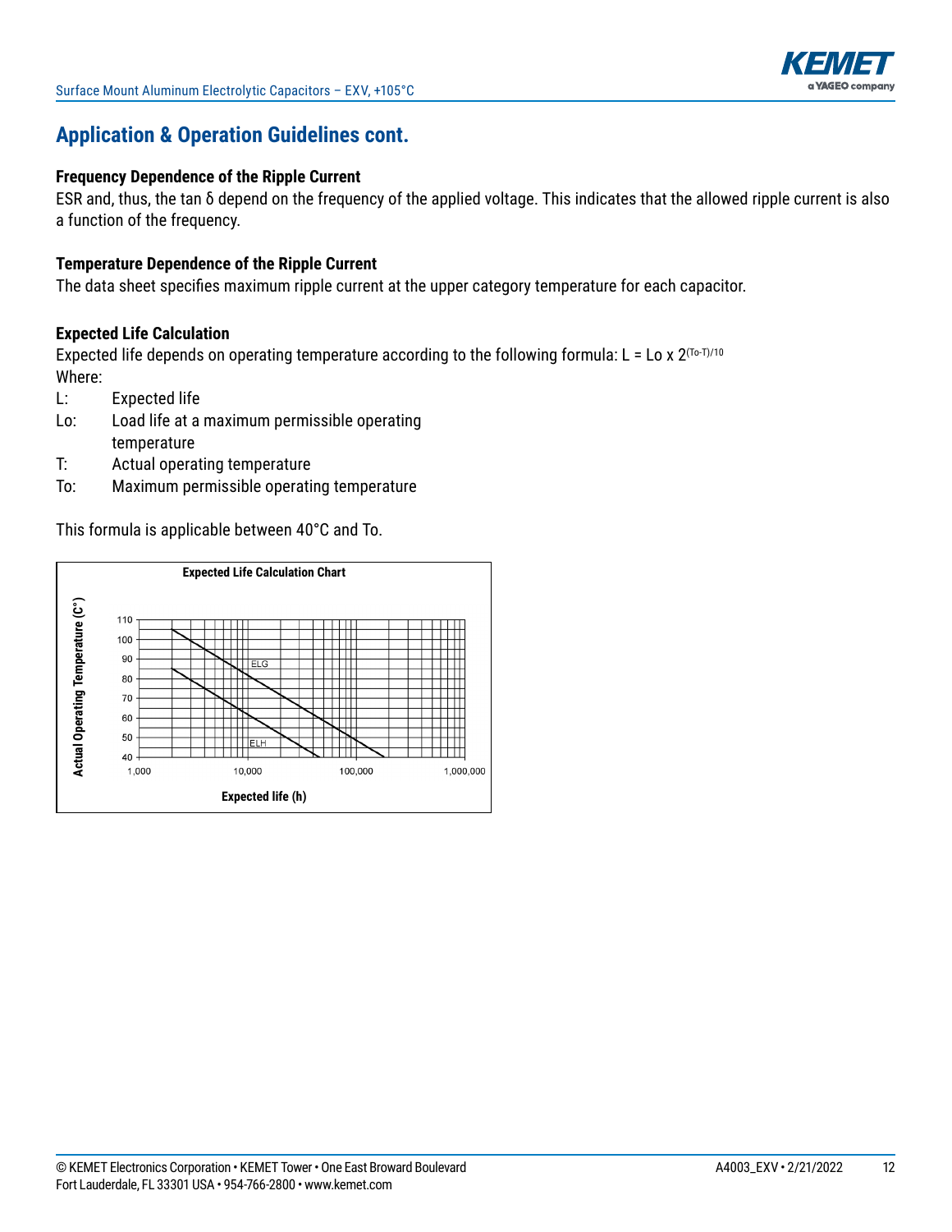## Application & Operation Guidelines cont.

### Frequency Dependence of the Ripple Current

ESR and, thus, the tan δ depend on the frequency of the applied voltage. This indicates that the allowed ripple current is also a function of the frequency.

### Temperature Dependence of the Ripple Current

The data sheet specifies maximum ripple current at the upper category temperature for each capacitor.

### Expected Life Calculation

Expected life depends on operating temperature according to the following formula: $L = Lo \times 2^{(To-T)/10}$

Where:

- L: Expected life
- Lo: Load life at a maximum permissible operating temperature
- T: Actual operating temperature
- To: Maximum permissible operating temperature

This formula is applicable between 40°C and To.

**Expected Life Calculation Chart**

Actual Operating Temperature (C°)

110, 100, 90, 80, 70, 60, 50, 40

ELG

ELH

1,000 | 10,000 | 100,000 | 1,000,000

Expected life (h)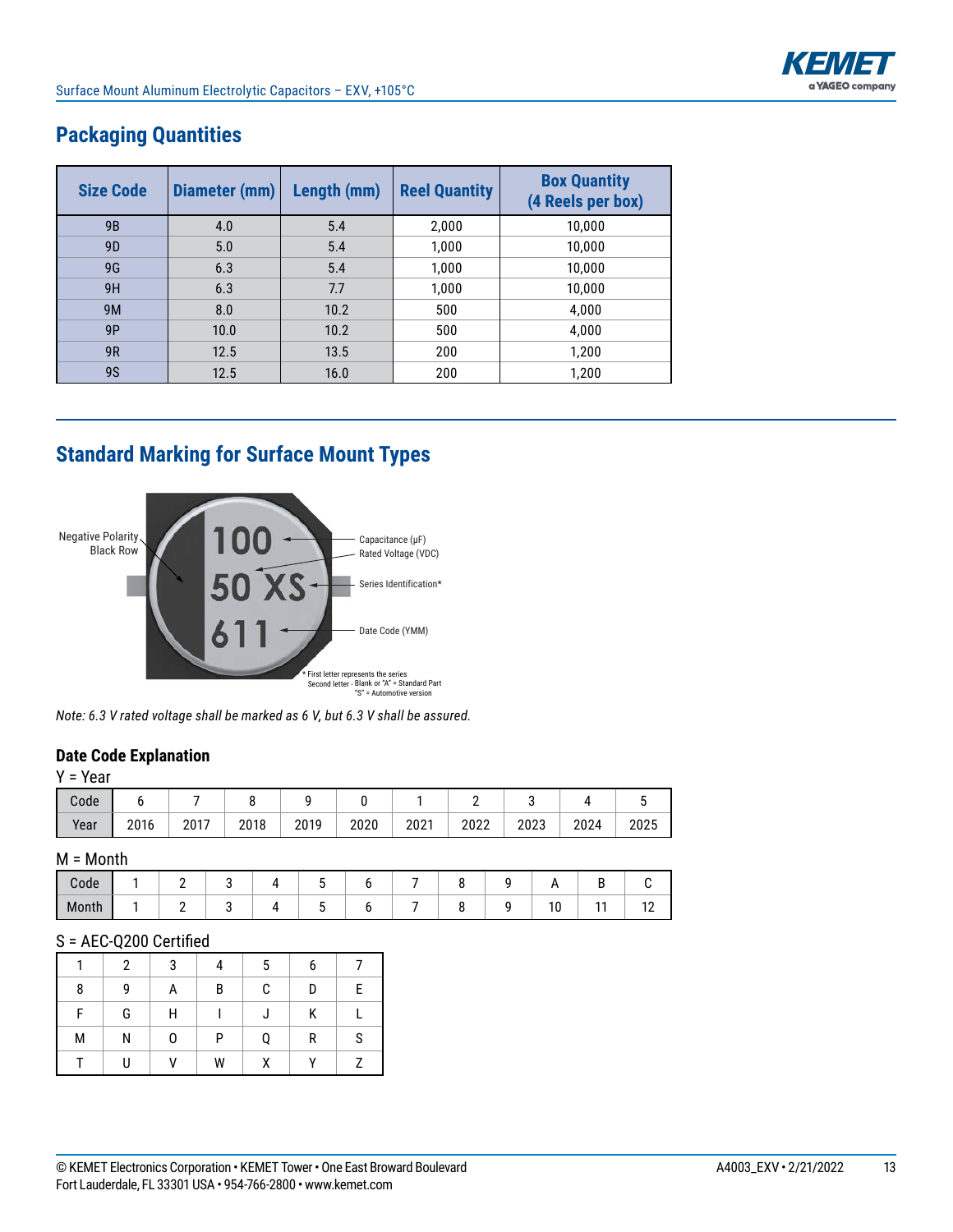## Packaging Quantities

| Size Code | Diameter (mm) | Length (mm) | Reel Quantity | Box Quantity (4 Reels per box) |
|---|---|---|---|---|
| 9B | 4.0 | 5.4 | 2,000 | 10,000 |
| 9D | 5.0 | 5.4 | 1,000 | 10,000 |
| 9G | 6.3 | 5.4 | 1,000 | 10,000 |
| 9H | 6.3 | 7.7 | 1,000 | 10,000 |
| 9M | 8.0 | 10.2 | 500 | 4,000 |
| 9P | 10.0 | 10.2 | 500 | 4,000 |
| 9R | 12.5 | 13.5 | 200 | 1,200 |
| 9S | 12.5 | 16.0 | 200 | 1,200 |

## Standard Marking for Surface Mount Types

Negative Polarity Black Row

100 — Capacitance (µF)

50 XS — Rated Voltage (VDC), Series Identification*

611 — Date Code (YMM)

\* First letter represents the series
Second letter - Blank or "A" = Standard Part
"S" = Automotive version

*Note: 6.3 V rated voltage shall be marked as 6 V, but 6.3 V shall be assured.*

### Date Code Explanation

Y = Year

| Code | 6 | 7 | 8 | 9 | 0 | 1 | 2 | 3 | 4 | 5 |
|---|---|---|---|---|---|---|---|---|---|---|
| Year | 2016 | 2017 | 2018 | 2019 | 2020 | 2021 | 2022 | 2023 | 2024 | 2025 |

M = Month

| Code | 1 | 2 | 3 | 4 | 5 | 6 | 7 | 8 | 9 | A | B | C |
|---|---|---|---|---|---|---|---|---|---|---|---|---|
| Month | 1 | 2 | 3 | 4 | 5 | 6 | 7 | 8 | 9 | 10 | 11 | 12 |

S = AEC-Q200 Certified

| 1 | 2 | 3 | 4 | 5 | 6 | 7 |
|---|---|---|---|---|---|---|
| 8 | 9 | A | B | C | D | E |
| F | G | H | I | J | K | L |
| M | N | O | P | Q | R | S |
| T | U | V | W | X | Y | Z |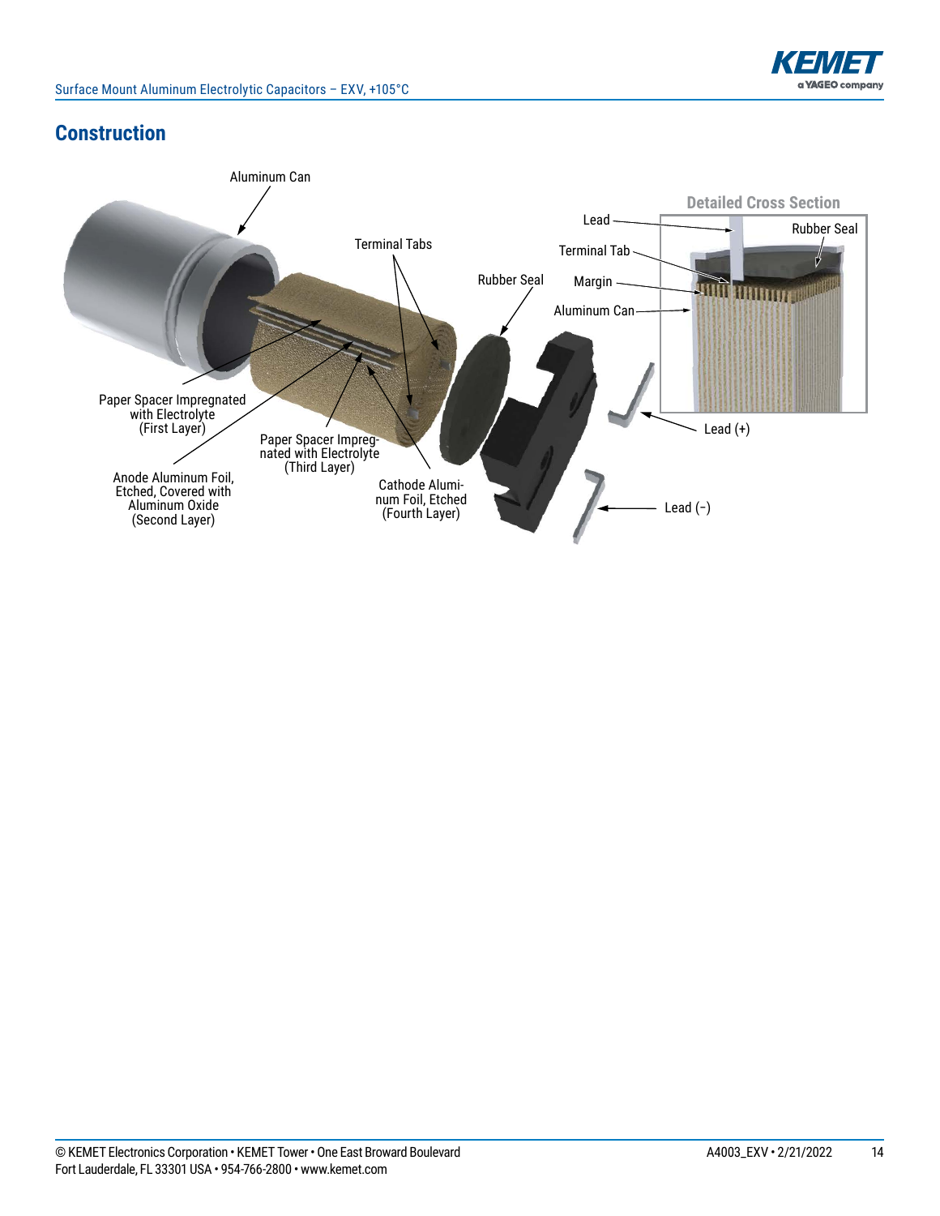## Construction

Aluminum Can

Terminal Tabs

Rubber Seal

Paper Spacer Impregnated with Electrolyte (First Layer)

Anode Aluminum Foil, Etched, Covered with Aluminum Oxide (Second Layer)

Paper Spacer Impregnated with Electrolyte (Third Layer)

Cathode Aluminum Foil, Etched (Fourth Layer)

Lead (+)

Lead (–)

**Detailed Cross Section**

Lead

Terminal Tab

Margin

Aluminum Can

Rubber Seal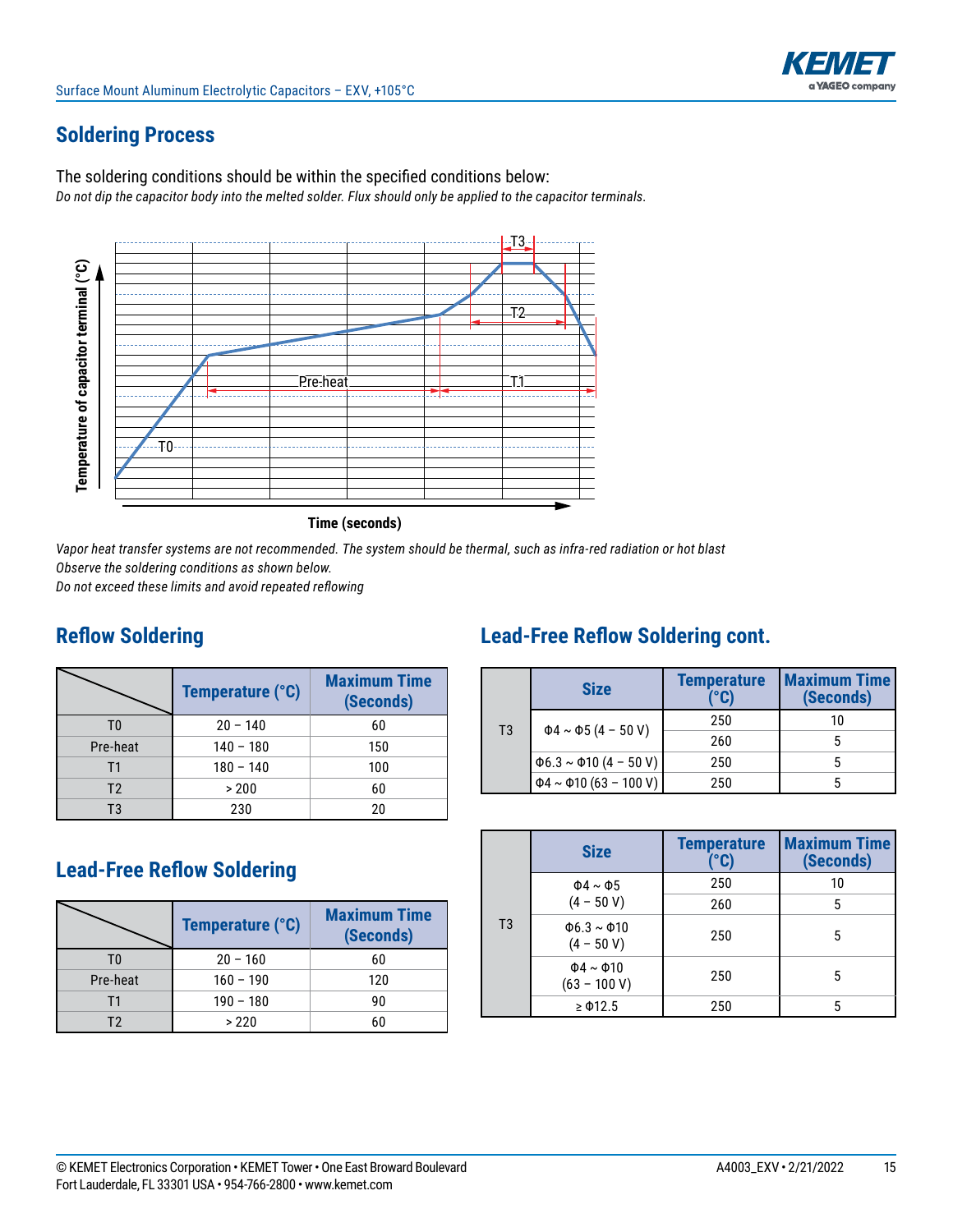## Soldering Process

The soldering conditions should be within the specified conditions below:
*Do not dip the capacitor body into the melted solder. Flux should only be applied to the capacitor terminals.*

*Vapor heat transfer systems are not recommended. The system should be thermal, such as infra-red radiation or hot blast*
*Observe the soldering conditions as shown below.*
*Do not exceed these limits and avoid repeated reflowing*

## Reflow Soldering

| | Temperature (°C) | Maximum Time (Seconds) |
|---|---|---|
| T0 | 20 – 140 | 60 |
| Pre-heat | 140 – 180 | 150 |
| T1 | 180 – 140 | 100 |
| T2 | > 200 | 60 |
| T3 | 230 | 20 |

## Lead-Free Reflow Soldering

| | Temperature (°C) | Maximum Time (Seconds) |
|---|---|---|
| T0 | 20 – 160 | 60 |
| Pre-heat | 160 – 190 | 120 |
| T1 | 190 – 180 | 90 |
| T2 | > 220 | 60 |

## Lead-Free Reflow Soldering cont.

| | Size | Temperature (°C) | Maximum Time (Seconds) |
|---|---|---|---|
| T3 | Φ4 ~ Φ5 (4 – 50 V) | 250 | 10 |
| | | 260 | 5 |
| | Φ6.3 ~ Φ10 (4 – 50 V) | 250 | 5 |
| | Φ4 ~ Φ10 (63 – 100 V) | 250 | 5 |

| | Size | Temperature (°C) | Maximum Time (Seconds) |
|---|---|---|---|
| T3 | Φ4 ~ Φ5 (4 – 50 V) | 250 | 10 |
| | | 260 | 5 |
| | Φ6.3 ~ Φ10 (4 – 50 V) | 250 | 5 |
| | Φ4 ~ Φ10 (63 – 100 V) | 250 | 5 |
| | ≥ Φ12.5 | 250 | 5 |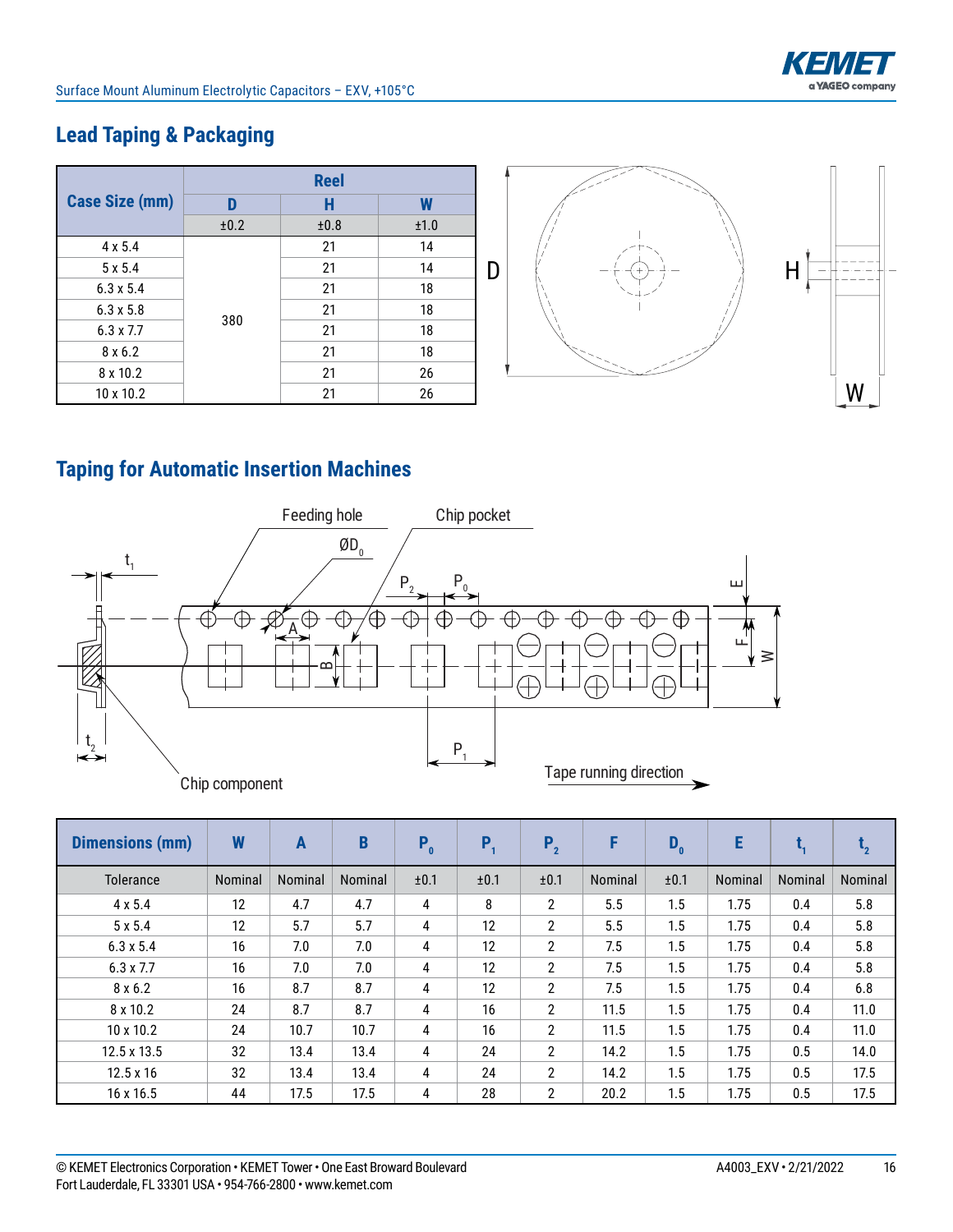## Lead Taping & Packaging

| Case Size (mm) | Reel | | |
|---|---|---|---|
| | D | H | W |
| | ±0.2 | ±0.8 | ±1.0 |
| 4 x 5.4 | 380 | 21 | 14 |
| 5 x 5.4 | 380 | 21 | 14 |
| 6.3 x 5.4 | 380 | 21 | 18 |
| 6.3 x 5.8 | 380 | 21 | 18 |
| 6.3 x 7.7 | 380 | 21 | 18 |
| 8 x 6.2 | 380 | 21 | 18 |
| 8 x 10.2 | 380 | 21 | 26 |
| 10 x 10.2 | 380 | 21 | 26 |

## Taping for Automatic Insertion Machines

| Dimensions (mm) | W | A | B | $P_0$ | $P_1$ | $P_2$ | F | $D_0$ | E | $t_1$ | $t_2$ |
|---|---|---|---|---|---|---|---|---|---|---|---|
| Tolerance | Nominal | Nominal | Nominal | ±0.1 | ±0.1 | ±0.1 | Nominal | ±0.1 | Nominal | Nominal | Nominal |
| 4 x 5.4 | 12 | 4.7 | 4.7 | 4 | 8 | 2 | 5.5 | 1.5 | 1.75 | 0.4 | 5.8 |
| 5 x 5.4 | 12 | 5.7 | 5.7 | 4 | 12 | 2 | 5.5 | 1.5 | 1.75 | 0.4 | 5.8 |
| 6.3 x 5.4 | 16 | 7.0 | 7.0 | 4 | 12 | 2 | 7.5 | 1.5 | 1.75 | 0.4 | 5.8 |
| 6.3 x 7.7 | 16 | 7.0 | 7.0 | 4 | 12 | 2 | 7.5 | 1.5 | 1.75 | 0.4 | 5.8 |
| 8 x 6.2 | 16 | 8.7 | 8.7 | 4 | 12 | 2 | 7.5 | 1.5 | 1.75 | 0.4 | 6.8 |
| 8 x 10.2 | 24 | 8.7 | 8.7 | 4 | 16 | 2 | 11.5 | 1.5 | 1.75 | 0.4 | 11.0 |
| 10 x 10.2 | 24 | 10.7 | 10.7 | 4 | 16 | 2 | 11.5 | 1.5 | 1.75 | 0.4 | 11.0 |
| 12.5 x 13.5 | 32 | 13.4 | 13.4 | 4 | 24 | 2 | 14.2 | 1.5 | 1.75 | 0.5 | 14.0 |
| 12.5 x 16 | 32 | 13.4 | 13.4 | 4 | 24 | 2 | 14.2 | 1.5 | 1.75 | 0.5 | 17.5 |
| 16 x 16.5 | 44 | 17.5 | 17.5 | 4 | 28 | 2 | 20.2 | 1.5 | 1.75 | 0.5 | 17.5 |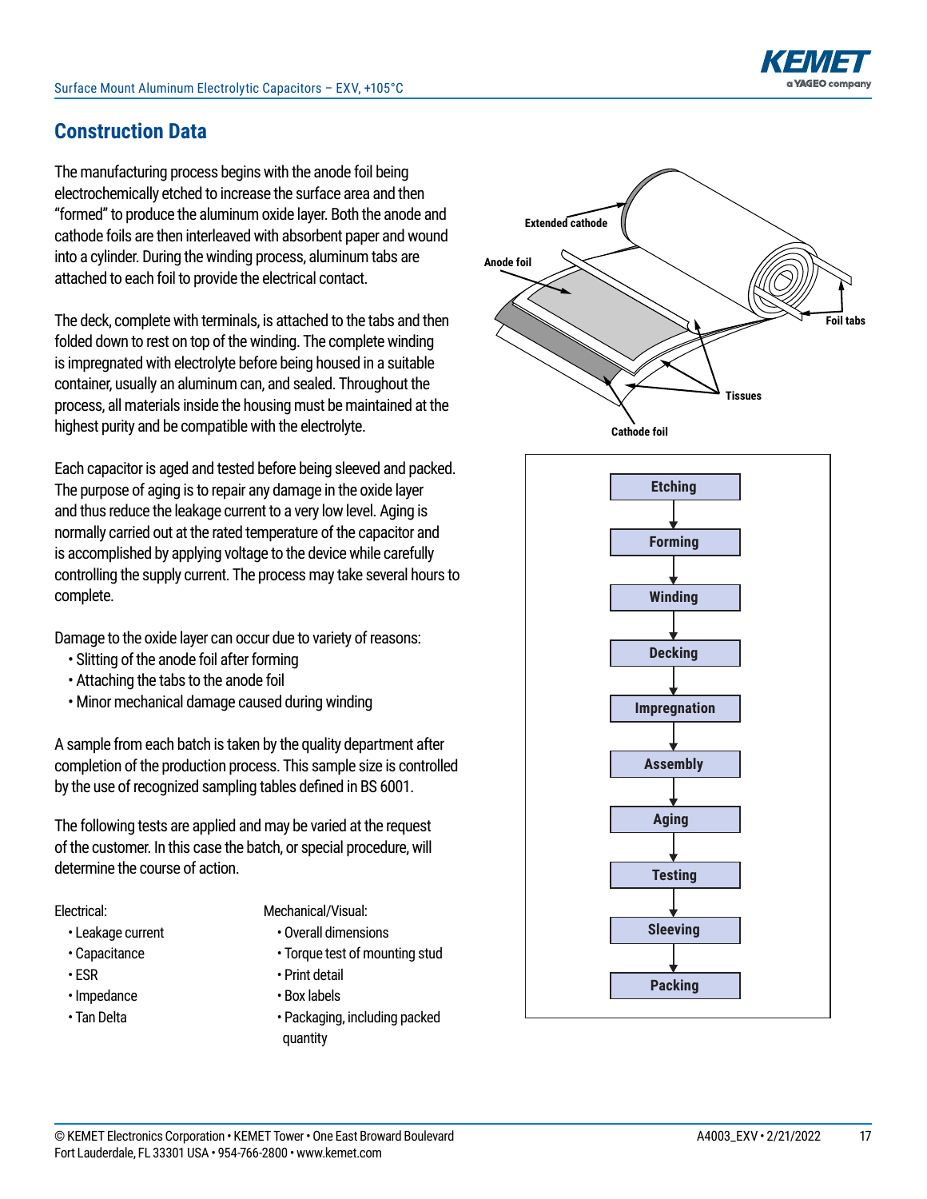## Construction Data

The manufacturing process begins with the anode foil being electrochemically etched to increase the surface area and then "formed" to produce the aluminum oxide layer. Both the anode and cathode foils are then interleaved with absorbent paper and wound into a cylinder. During the winding process, aluminum tabs are attached to each foil to provide the electrical contact.

The deck, complete with terminals, is attached to the tabs and then folded down to rest on top of the winding. The complete winding is impregnated with electrolyte before being housed in a suitable container, usually an aluminum can, and sealed. Throughout the process, all materials inside the housing must be maintained at the highest purity and be compatible with the electrolyte.

Each capacitor is aged and tested before being sleeved and packed. The purpose of aging is to repair any damage in the oxide layer and thus reduce the leakage current to a very low level. Aging is normally carried out at the rated temperature of the capacitor and is accomplished by applying voltage to the device while carefully controlling the supply current. The process may take several hours to complete.

Damage to the oxide layer can occur due to variety of reasons:

- Slitting of the anode foil after forming
- Attaching the tabs to the anode foil
- Minor mechanical damage caused during winding

A sample from each batch is taken by the quality department after completion of the production process. This sample size is controlled by the use of recognized sampling tables defined in BS 6001.

The following tests are applied and may be varied at the request of the customer. In this case the batch, or special procedure, will determine the course of action.

Electrical:

- Leakage current
- Capacitance
- ESR
- Impedance
- Tan Delta

Mechanical/Visual:

- Overall dimensions
- Torque test of mounting stud
- Print detail
- Box labels
- Packaging, including packed quantity

Extended cathode

Anode foil

Foil tabs

Tissues

Cathode foil

Etching → Forming → Winding → Decking → Impregnation → Assembly → Aging → Testing → Sleeving → Packing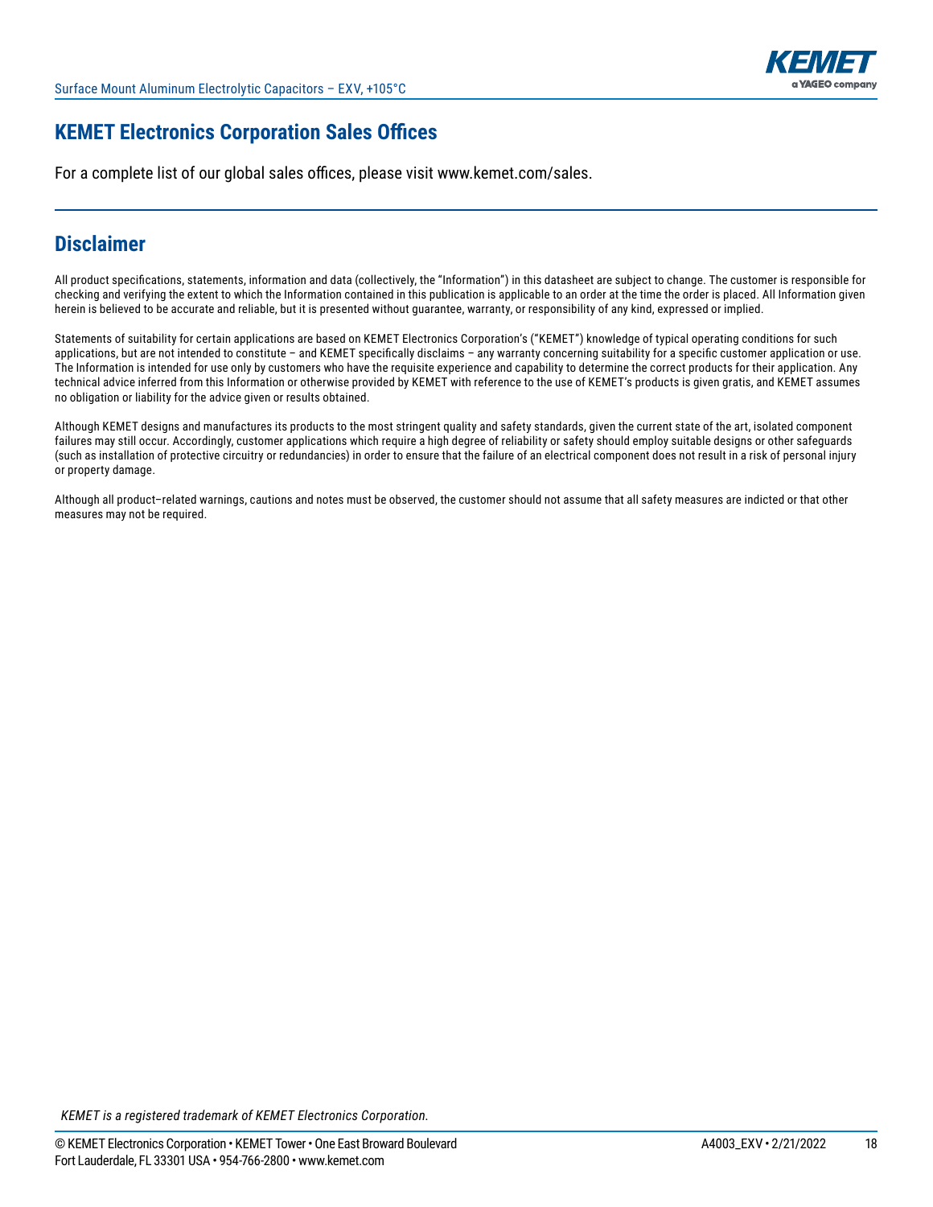## KEMET Electronics Corporation Sales Offices

For a complete list of our global sales offices, please visit www.kemet.com/sales.

## Disclaimer

All product specifications, statements, information and data (collectively, the "Information") in this datasheet are subject to change. The customer is responsible for checking and verifying the extent to which the Information contained in this publication is applicable to an order at the time the order is placed. All Information given herein is believed to be accurate and reliable, but it is presented without guarantee, warranty, or responsibility of any kind, expressed or implied.

Statements of suitability for certain applications are based on KEMET Electronics Corporation's ("KEMET") knowledge of typical operating conditions for such applications, but are not intended to constitute – and KEMET specifically disclaims – any warranty concerning suitability for a specific customer application or use. The Information is intended for use only by customers who have the requisite experience and capability to determine the correct products for their application. Any technical advice inferred from this Information or otherwise provided by KEMET with reference to the use of KEMET's products is given gratis, and KEMET assumes no obligation or liability for the advice given or results obtained.

Although KEMET designs and manufactures its products to the most stringent quality and safety standards, given the current state of the art, isolated component failures may still occur. Accordingly, customer applications which require a high degree of reliability or safety should employ suitable designs or other safeguards (such as installation of protective circuitry or redundancies) in order to ensure that the failure of an electrical component does not result in a risk of personal injury or property damage.

Although all product–related warnings, cautions and notes must be observed, the customer should not assume that all safety measures are indicted or that other measures may not be required.

*KEMET is a registered trademark of KEMET Electronics Corporation.*